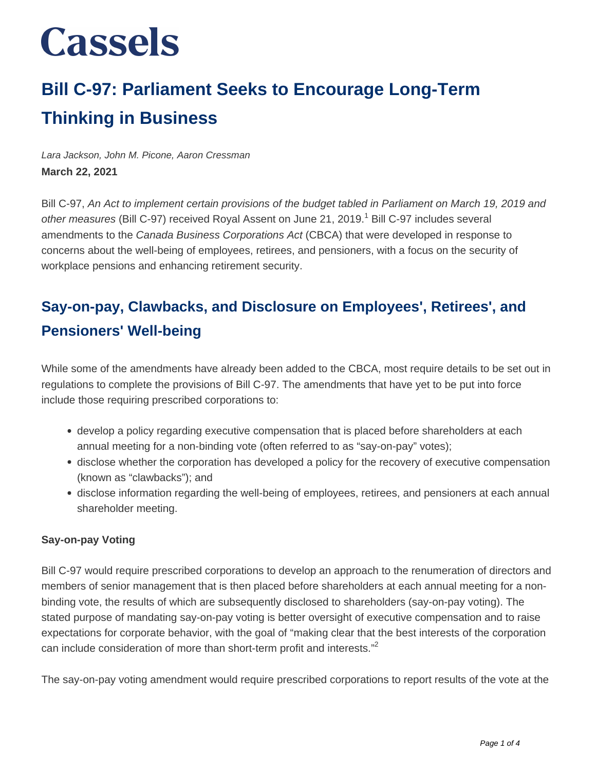# Cassels

## Bill C-97: Parliament Seeks to Encourage Long-Term Thinking in Business

*Lara Jackson, John M. Picone, Aaron Cressman*

**March 22, 2021**

Bill C-97, *An Act to implement certain provisions of the budget tabled in Parliament on March 19, 2019 and other measures* (Bill C-97) received Royal Assent on June 21, 2019.[1] Bill C-97 includes several amendments to the *Canada Business Corporations Act* (CBCA) that were developed in response to concerns about the well-being of employees, retirees, and pensioners, with a focus on the security of workplace pensions and enhancing retirement security.

## Say-on-pay, Clawbacks, and Disclosure on Employees', Retirees', and Pensioners' Well-being

While some of the amendments have already been added to the CBCA, most require details to be set out in regulations to complete the provisions of Bill C-97. The amendments that have yet to be put into force include those requiring prescribed corporations to:

- develop a policy regarding executive compensation that is placed before shareholders at each annual meeting for a non-binding vote (often referred to as "say-on-pay" votes);
- disclose whether the corporation has developed a policy for the recovery of executive compensation (known as "clawbacks"); and
- disclose information regarding the well-being of employees, retirees, and pensioners at each annual shareholder meeting.

### Say-on-pay Voting

Bill C-97 would require prescribed corporations to develop an approach to the renumeration of directors and members of senior management that is then placed before shareholders at each annual meeting for a non-binding vote, the results of which are subsequently disclosed to shareholders (say-on-pay voting). The stated purpose of mandating say-on-pay voting is better oversight of executive compensation and to raise expectations for corporate behavior, with the goal of "making clear that the best interests of the corporation can include consideration of more than short-term profit and interests."[2]

The say-on-pay voting amendment would require prescribed corporations to report results of the vote at the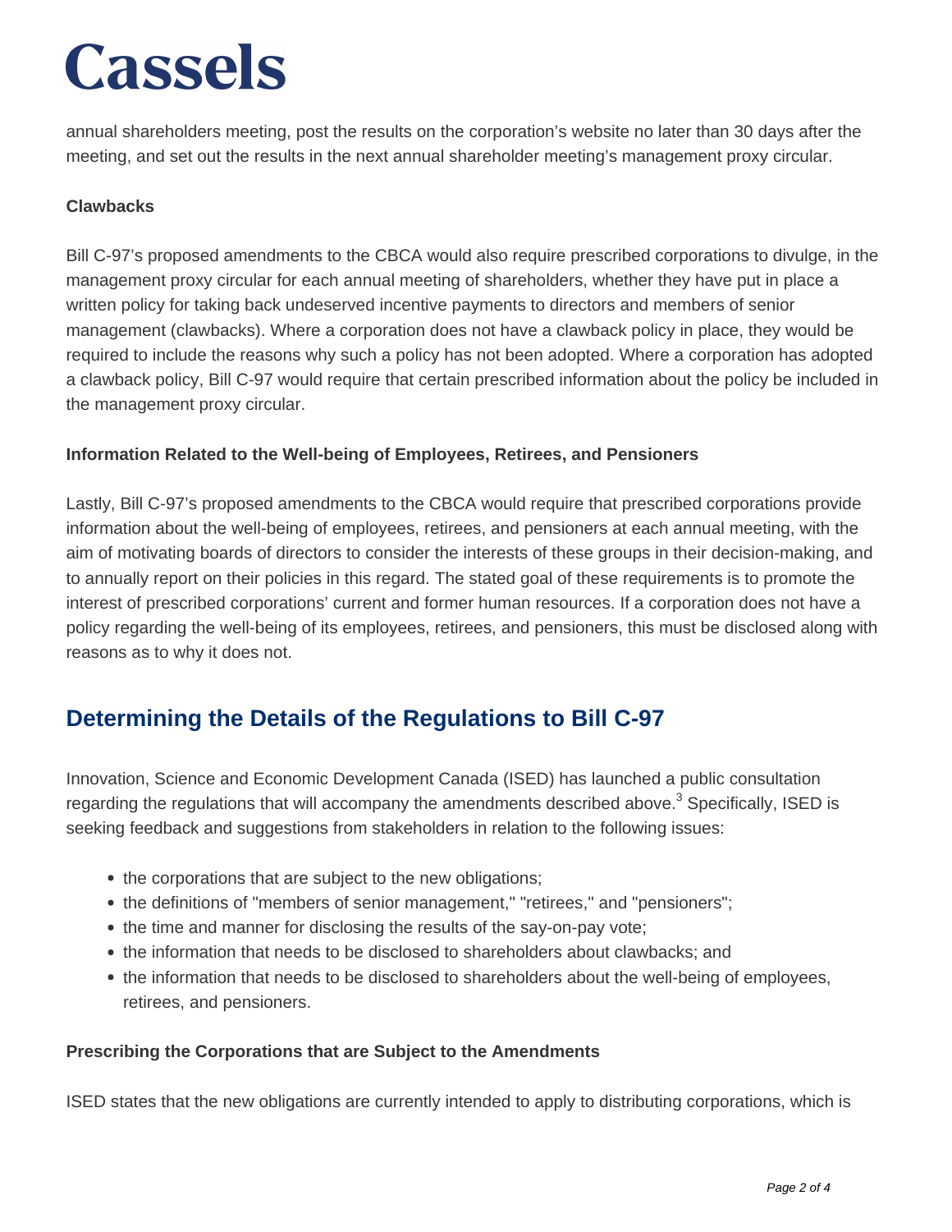annual shareholders meeting, post the results on the corporation's website no later than 30 days after the meeting, and set out the results in the next annual shareholder meeting's management proxy circular.

**Clawbacks**

Bill C-97's proposed amendments to the CBCA would also require prescribed corporations to divulge, in the management proxy circular for each annual meeting of shareholders, whether they have put in place a written policy for taking back undeserved incentive payments to directors and members of senior management (clawbacks). Where a corporation does not have a clawback policy in place, they would be required to include the reasons why such a policy has not been adopted. Where a corporation has adopted a clawback policy, Bill C-97 would require that certain prescribed information about the policy be included in the management proxy circular.

**Information Related to the Well-being of Employees, Retirees, and Pensioners**

Lastly, Bill C-97's proposed amendments to the CBCA would require that prescribed corporations provide information about the well-being of employees, retirees, and pensioners at each annual meeting, with the aim of motivating boards of directors to consider the interests of these groups in their decision-making, and to annually report on their policies in this regard. The stated goal of these requirements is to promote the interest of prescribed corporations' current and former human resources. If a corporation does not have a policy regarding the well-being of its employees, retirees, and pensioners, this must be disclosed along with reasons as to why it does not.

## Determining the Details of the Regulations to Bill C-97

Innovation, Science and Economic Development Canada (ISED) has launched a public consultation regarding the regulations that will accompany the amendments described above.[3] Specifically, ISED is seeking feedback and suggestions from stakeholders in relation to the following issues:

- the corporations that are subject to the new obligations;
- the definitions of "members of senior management," "retirees," and "pensioners";
- the time and manner for disclosing the results of the say-on-pay vote;
- the information that needs to be disclosed to shareholders about clawbacks; and
- the information that needs to be disclosed to shareholders about the well-being of employees, retirees, and pensioners.

**Prescribing the Corporations that are Subject to the Amendments**

ISED states that the new obligations are currently intended to apply to distributing corporations, which is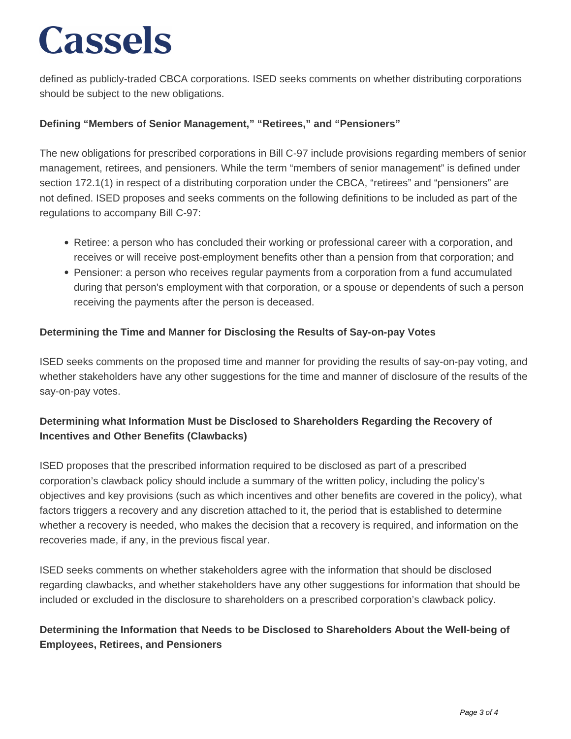defined as publicly-traded CBCA corporations. ISED seeks comments on whether distributing corporations should be subject to the new obligations.

**Defining "Members of Senior Management," "Retirees," and "Pensioners"**

The new obligations for prescribed corporations in Bill C-97 include provisions regarding members of senior management, retirees, and pensioners. While the term "members of senior management" is defined under section 172.1(1) in respect of a distributing corporation under the CBCA, "retirees" and "pensioners" are not defined. ISED proposes and seeks comments on the following definitions to be included as part of the regulations to accompany Bill C-97:

- Retiree: a person who has concluded their working or professional career with a corporation, and receives or will receive post-employment benefits other than a pension from that corporation; and
- Pensioner: a person who receives regular payments from a corporation from a fund accumulated during that person's employment with that corporation, or a spouse or dependents of such a person receiving the payments after the person is deceased.

**Determining the Time and Manner for Disclosing the Results of Say-on-pay Votes**

ISED seeks comments on the proposed time and manner for providing the results of say-on-pay voting, and whether stakeholders have any other suggestions for the time and manner of disclosure of the results of the say-on-pay votes.

**Determining what Information Must be Disclosed to Shareholders Regarding the Recovery of Incentives and Other Benefits (Clawbacks)**

ISED proposes that the prescribed information required to be disclosed as part of a prescribed corporation's clawback policy should include a summary of the written policy, including the policy's objectives and key provisions (such as which incentives and other benefits are covered in the policy), what factors triggers a recovery and any discretion attached to it, the period that is established to determine whether a recovery is needed, who makes the decision that a recovery is required, and information on the recoveries made, if any, in the previous fiscal year.

ISED seeks comments on whether stakeholders agree with the information that should be disclosed regarding clawbacks, and whether stakeholders have any other suggestions for information that should be included or excluded in the disclosure to shareholders on a prescribed corporation's clawback policy.

**Determining the Information that Needs to be Disclosed to Shareholders About the Well-being of Employees, Retirees, and Pensioners**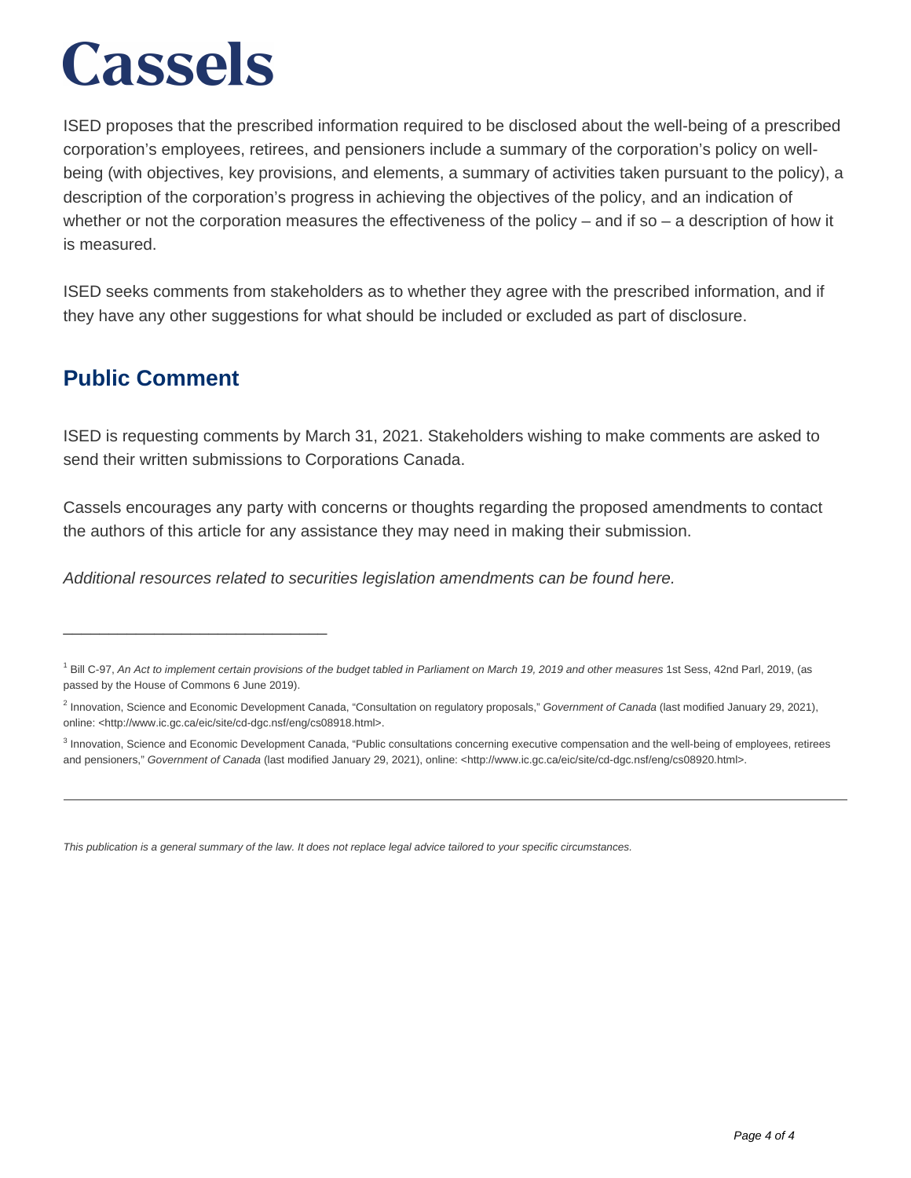ISED proposes that the prescribed information required to be disclosed about the well-being of a prescribed corporation's employees, retirees, and pensioners include a summary of the corporation's policy on well-being (with objectives, key provisions, and elements, a summary of activities taken pursuant to the policy), a description of the corporation's progress in achieving the objectives of the policy, and an indication of whether or not the corporation measures the effectiveness of the policy – and if so – a description of how it is measured.

ISED seeks comments from stakeholders as to whether they agree with the prescribed information, and if they have any other suggestions for what should be included or excluded as part of disclosure.

## Public Comment

ISED is requesting comments by March 31, 2021. Stakeholders wishing to make comments are asked to send their written submissions to Corporations Canada.

Cassels encourages any party with concerns or thoughts regarding the proposed amendments to contact the authors of this article for any assistance they may need in making their submission.

*Additional resources related to securities legislation amendments can be found here.*

---

[1] Bill C-97, *An Act to implement certain provisions of the budget tabled in Parliament on March 19, 2019 and other measures* 1st Sess, 42nd Parl, 2019, (as passed by the House of Commons 6 June 2019).

[2] Innovation, Science and Economic Development Canada, "Consultation on regulatory proposals," *Government of Canada* (last modified January 29, 2021), online: <http://www.ic.gc.ca/eic/site/cd-dgc.nsf/eng/cs08918.html>.

[3] Innovation, Science and Economic Development Canada, "Public consultations concerning executive compensation and the well-being of employees, retirees and pensioners," *Government of Canada* (last modified January 29, 2021), online: <http://www.ic.gc.ca/eic/site/cd-dgc.nsf/eng/cs08920.html>.

---

*This publication is a general summary of the law. It does not replace legal advice tailored to your specific circumstances.*